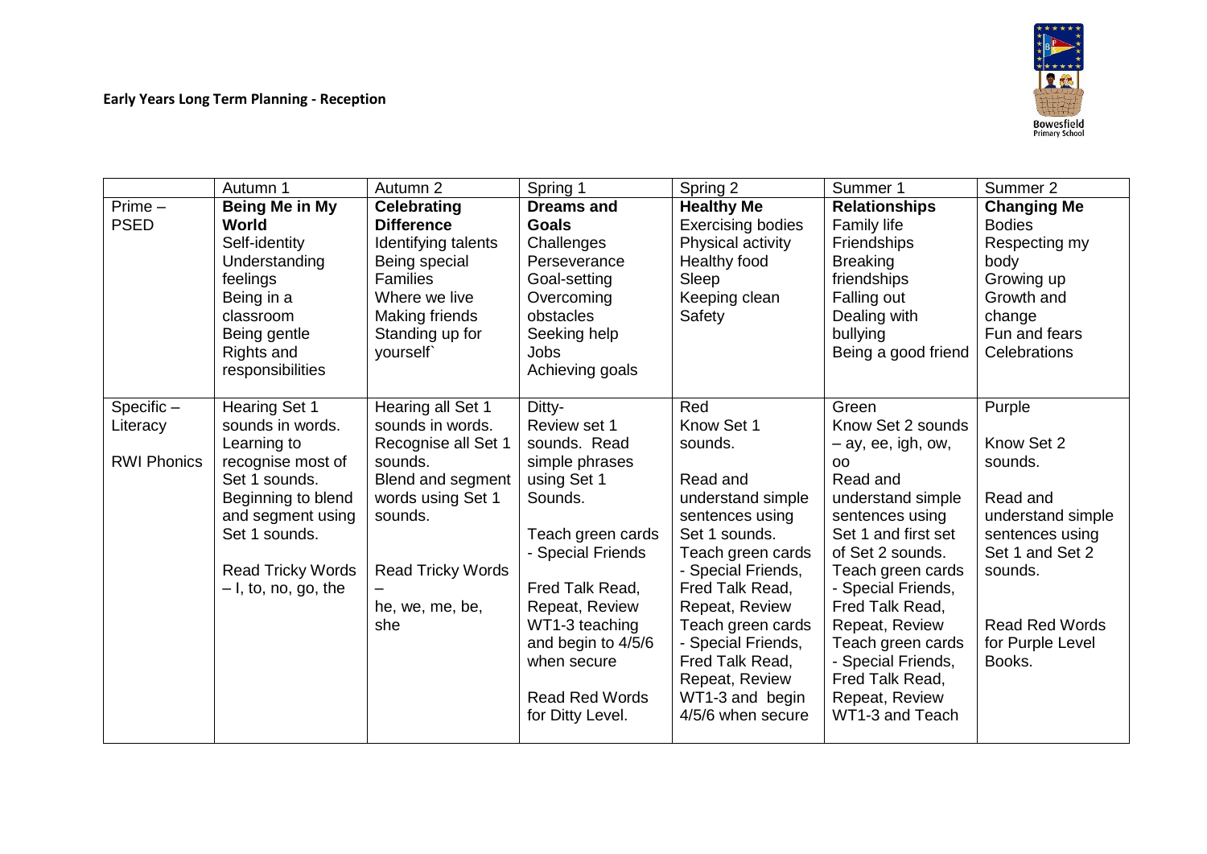**Early Years Long Term Planning - Reception**

| | Autumn 1 | Autumn 2 | Spring 1 | Spring 2 | Summer 1 | Summer 2 |
|---|---|---|---|---|---|---|
| Prime – PSED | **Being Me in My World**<br>Self-identity<br>Understanding feelings<br>Being in a classroom<br>Being gentle<br>Rights and responsibilities | **Celebrating Difference**<br>Identifying talents<br>Being special<br>Families<br>Where we live<br>Making friends<br>Standing up for yourself` | **Dreams and Goals**<br>Challenges<br>Perseverance<br>Goal-setting<br>Overcoming obstacles<br>Seeking help<br>Jobs<br>Achieving goals | **Healthy Me**<br>Exercising bodies<br>Physical activity<br>Healthy food<br>Sleep<br>Keeping clean<br>Safety | **Relationships**<br>Family life<br>Friendships<br>Breaking friendships<br>Falling out<br>Dealing with bullying<br>Being a good friend | **Changing Me**<br>Bodies<br>Respecting my body<br>Growing up<br>Growth and change<br>Fun and fears<br>Celebrations |
| Specific – Literacy<br><br>RWI Phonics | Hearing Set 1 sounds in words. Learning to recognise most of Set 1 sounds. Beginning to blend and segment using Set 1 sounds.<br><br>Read Tricky Words – I, to, no, go, the | Hearing all Set 1 sounds in words. Recognise all Set 1 sounds. Blend and segment words using Set 1 sounds.<br><br>Read Tricky Words – he, we, me, be, she | Ditty-<br>Review set 1 sounds. Read simple phrases using Set 1 Sounds.<br><br>Teach green cards - Special Friends<br><br>Fred Talk Read, Repeat, Review WT1-3 teaching and begin to 4/5/6 when secure<br><br>Read Red Words for Ditty Level. | Red<br>Know Set 1 sounds.<br><br>Read and understand simple sentences using Set 1 sounds.<br>Teach green cards - Special Friends, Fred Talk Read, Repeat, Review<br>Teach green cards - Special Friends, Fred Talk Read, Repeat, Review WT1-3 and begin 4/5/6 when secure | Green<br>Know Set 2 sounds – ay, ee, igh, ow, oo<br>Read and understand simple sentences using Set 1 and first set of Set 2 sounds.<br>Teach green cards - Special Friends, Fred Talk Read, Repeat, Review<br>Teach green cards - Special Friends, Fred Talk Read, Repeat, Review WT1-3 and Teach | Purple<br><br>Know Set 2 sounds.<br><br>Read and understand simple sentences using Set 1 and Set 2 sounds.<br><br>Read Red Words for Purple Level Books. |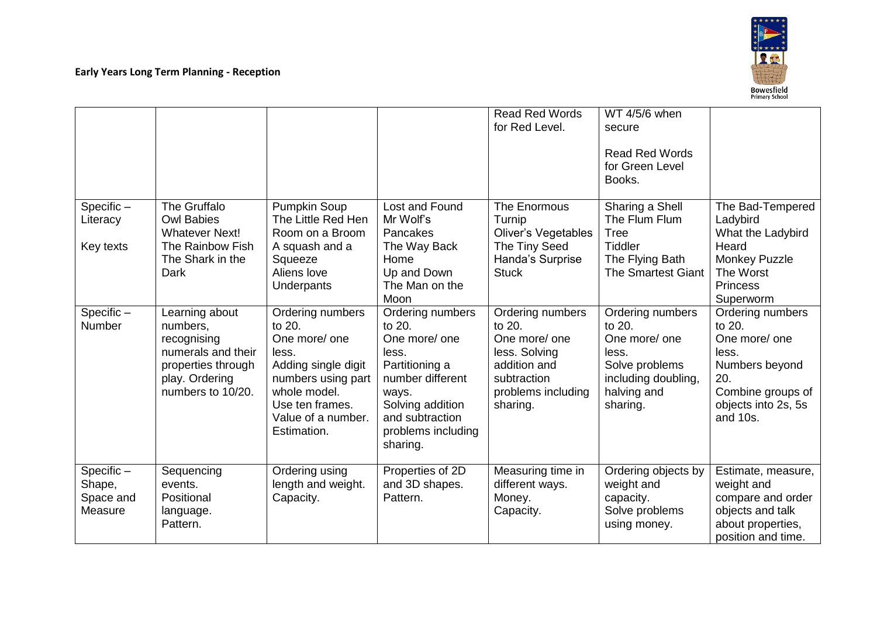**Early Years Long Term Planning - Reception**

| | | | | | | |
|---|---|---|---|---|---|---|
| | | | | Read Red Words for Red Level. | WT 4/5/6 when secure<br><br>Read Red Words for Green Level Books. | |
| Specific – Literacy<br><br>Key texts | The Gruffalo<br>Owl Babies<br>Whatever Next!<br>The Rainbow Fish<br>The Shark in the Dark | Pumpkin Soup<br>The Little Red Hen<br>Room on a Broom<br>A squash and a Squeeze<br>Aliens love Underpants | Lost and Found<br>Mr Wolf's Pancakes<br>The Way Back Home<br>Up and Down<br>The Man on the Moon | The Enormous Turnip<br>Oliver's Vegetables<br>The Tiny Seed<br>Handa's Surprise<br>Stuck | Sharing a Shell<br>The Flum Flum Tree<br>Tiddler<br>The Flying Bath<br>The Smartest Giant | The Bad-Tempered Ladybird<br>What the Ladybird Heard<br>Monkey Puzzle<br>The Worst Princess<br>Superworm |
| Specific – Number | Learning about numbers, recognising numerals and their properties through play. Ordering numbers to 10/20. | Ordering numbers to 20.<br>One more/ one less.<br>Adding single digit numbers using part whole model.<br>Use ten frames.<br>Value of a number.<br>Estimation. | Ordering numbers to 20.<br>One more/ one less.<br>Partitioning a number different ways.<br>Solving addition and subtraction problems including sharing. | Ordering numbers to 20.<br>One more/ one less. Solving addition and subtraction problems including sharing. | Ordering numbers to 20.<br>One more/ one less.<br>Solve problems including doubling, halving and sharing. | Ordering numbers to 20.<br>One more/ one less.<br>Numbers beyond 20.<br>Combine groups of objects into 2s, 5s and 10s. |
| Specific – Shape, Space and Measure | Sequencing events.<br>Positional language.<br>Pattern. | Ordering using length and weight.<br>Capacity. | Properties of 2D and 3D shapes.<br>Pattern. | Measuring time in different ways.<br>Money.<br>Capacity. | Ordering objects by weight and capacity.<br>Solve problems using money. | Estimate, measure, weight and compare and order objects and talk about properties, position and time. |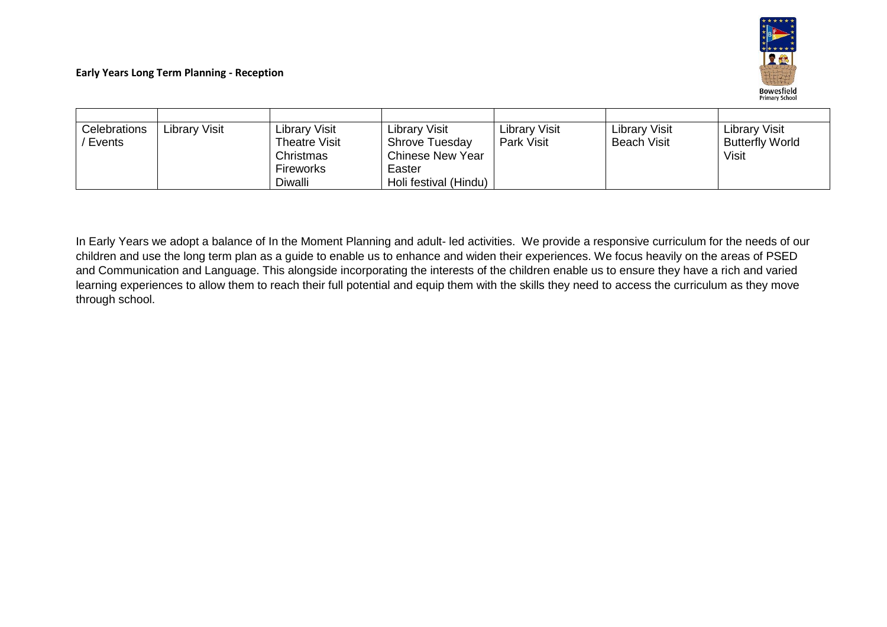**Early Years Long Term Planning - Reception**

| | | | | | | |
|---|---|---|---|---|---|---|
| Celebrations / Events | Library Visit | Library Visit<br>Theatre Visit<br>Christmas<br>Fireworks<br>Diwalli | Library Visit<br>Shrove Tuesday<br>Chinese New Year<br>Easter<br>Holi festival (Hindu) | Library Visit<br>Park Visit | Library Visit<br>Beach Visit | Library Visit<br>Butterfly World Visit |

In Early Years we adopt a balance of In the Moment Planning and adult- led activities. We provide a responsive curriculum for the needs of our children and use the long term plan as a guide to enable us to enhance and widen their experiences. We focus heavily on the areas of PSED and Communication and Language. This alongside incorporating the interests of the children enable us to ensure they have a rich and varied learning experiences to allow them to reach their full potential and equip them with the skills they need to access the curriculum as they move through school.